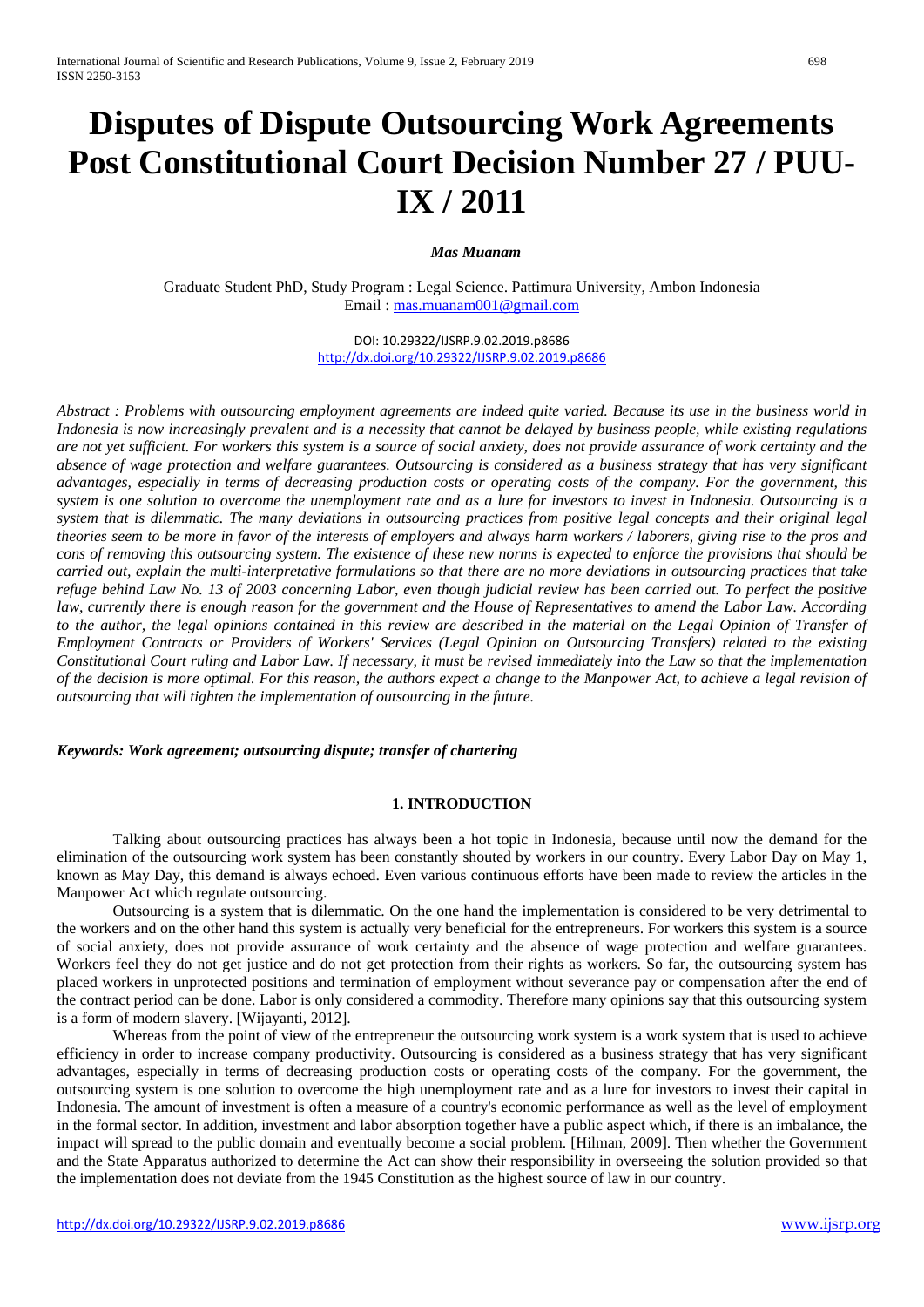# Disputes of Dispute Outsourcing Work Agreements Post Constitutional Court Decision Number 27 / PUU-IX / 2011

***Mas Muanam***

Graduate Student PhD, Study Program : Legal Science. Pattimura University, Ambon Indonesia
Email : mas.muanam001@gmail.com

DOI: 10.29322/IJSRP.9.02.2019.p8686
http://dx.doi.org/10.29322/IJSRP.9.02.2019.p8686

*Abstract : Problems with outsourcing employment agreements are indeed quite varied. Because its use in the business world in Indonesia is now increasingly prevalent and is a necessity that cannot be delayed by business people, while existing regulations are not yet sufficient. For workers this system is a source of social anxiety, does not provide assurance of work certainty and the absence of wage protection and welfare guarantees. Outsourcing is considered as a business strategy that has very significant advantages, especially in terms of decreasing production costs or operating costs of the company. For the government, this system is one solution to overcome the unemployment rate and as a lure for investors to invest in Indonesia. Outsourcing is a system that is dilemmatic. The many deviations in outsourcing practices from positive legal concepts and their original legal theories seem to be more in favor of the interests of employers and always harm workers / laborers, giving rise to the pros and cons of removing this outsourcing system. The existence of these new norms is expected to enforce the provisions that should be carried out, explain the multi-interpretative formulations so that there are no more deviations in outsourcing practices that take refuge behind Law No. 13 of 2003 concerning Labor, even though judicial review has been carried out. To perfect the positive law, currently there is enough reason for the government and the House of Representatives to amend the Labor Law. According to the author, the legal opinions contained in this review are described in the material on the Legal Opinion of Transfer of Employment Contracts or Providers of Workers' Services (Legal Opinion on Outsourcing Transfers) related to the existing Constitutional Court ruling and Labor Law. If necessary, it must be revised immediately into the Law so that the implementation of the decision is more optimal. For this reason, the authors expect a change to the Manpower Act, to achieve a legal revision of outsourcing that will tighten the implementation of outsourcing in the future.*

***Keywords: Work agreement; outsourcing dispute; transfer of chartering***

## 1. INTRODUCTION

Talking about outsourcing practices has always been a hot topic in Indonesia, because until now the demand for the elimination of the outsourcing work system has been constantly shouted by workers in our country. Every Labor Day on May 1, known as May Day, this demand is always echoed. Even various continuous efforts have been made to review the articles in the Manpower Act which regulate outsourcing.

Outsourcing is a system that is dilemmatic. On the one hand the implementation is considered to be very detrimental to the workers and on the other hand this system is actually very beneficial for the entrepreneurs. For workers this system is a source of social anxiety, does not provide assurance of work certainty and the absence of wage protection and welfare guarantees. Workers feel they do not get justice and do not get protection from their rights as workers. So far, the outsourcing system has placed workers in unprotected positions and termination of employment without severance pay or compensation after the end of the contract period can be done. Labor is only considered a commodity. Therefore many opinions say that this outsourcing system is a form of modern slavery. [Wijayanti, 2012].

Whereas from the point of view of the entrepreneur the outsourcing work system is a work system that is used to achieve efficiency in order to increase company productivity. Outsourcing is considered as a business strategy that has very significant advantages, especially in terms of decreasing production costs or operating costs of the company. For the government, the outsourcing system is one solution to overcome the high unemployment rate and as a lure for investors to invest their capital in Indonesia. The amount of investment is often a measure of a country's economic performance as well as the level of employment in the formal sector. In addition, investment and labor absorption together have a public aspect which, if there is an imbalance, the impact will spread to the public domain and eventually become a social problem. [Hilman, 2009]. Then whether the Government and the State Apparatus authorized to determine the Act can show their responsibility in overseeing the solution provided so that the implementation does not deviate from the 1945 Constitution as the highest source of law in our country.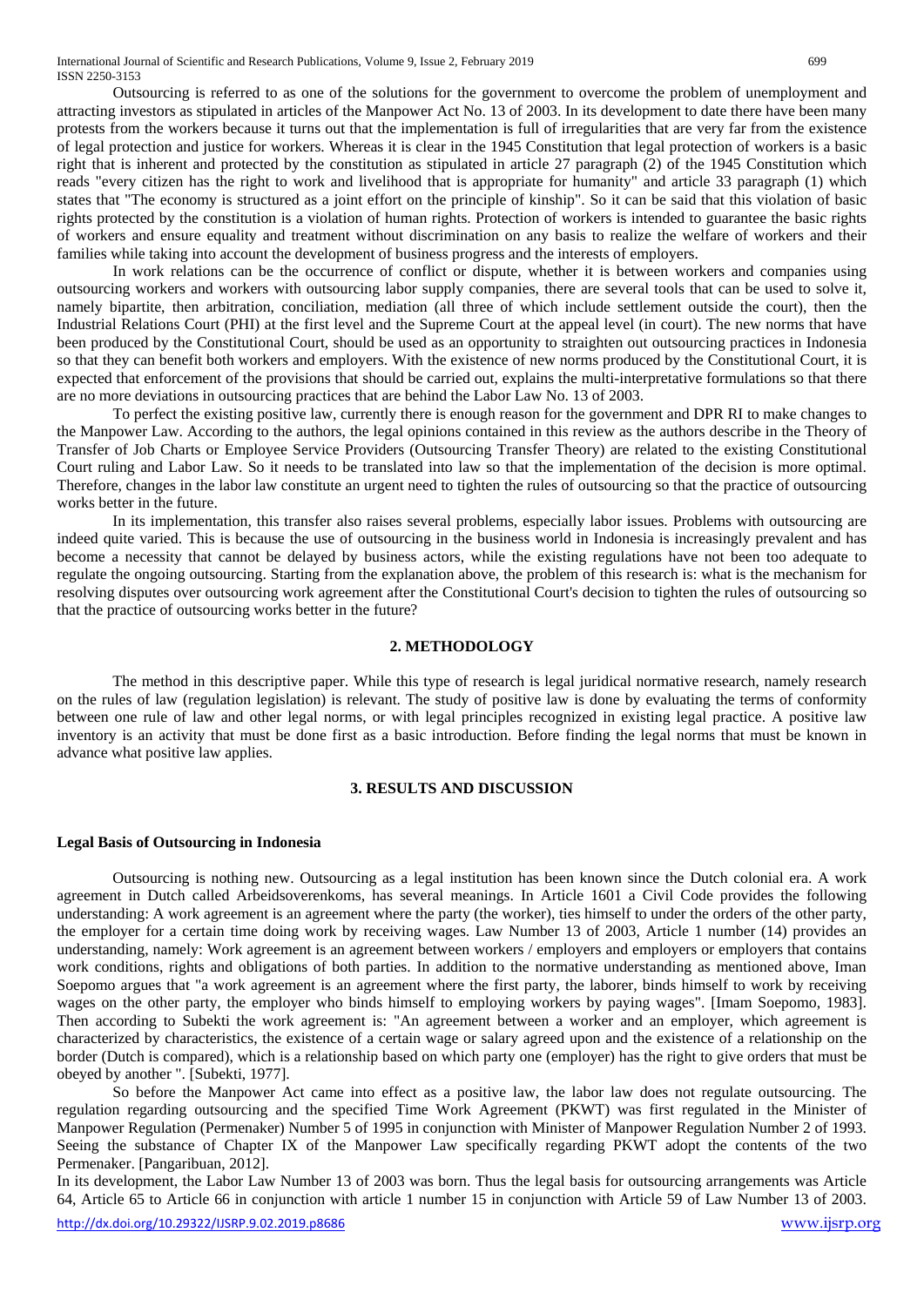Outsourcing is referred to as one of the solutions for the government to overcome the problem of unemployment and attracting investors as stipulated in articles of the Manpower Act No. 13 of 2003. In its development to date there have been many protests from the workers because it turns out that the implementation is full of irregularities that are very far from the existence of legal protection and justice for workers. Whereas it is clear in the 1945 Constitution that legal protection of workers is a basic right that is inherent and protected by the constitution as stipulated in article 27 paragraph (2) of the 1945 Constitution which reads "every citizen has the right to work and livelihood that is appropriate for humanity" and article 33 paragraph (1) which states that "The economy is structured as a joint effort on the principle of kinship". So it can be said that this violation of basic rights protected by the constitution is a violation of human rights. Protection of workers is intended to guarantee the basic rights of workers and ensure equality and treatment without discrimination on any basis to realize the welfare of workers and their families while taking into account the development of business progress and the interests of employers.

In work relations can be the occurrence of conflict or dispute, whether it is between workers and companies using outsourcing workers and workers with outsourcing labor supply companies, there are several tools that can be used to solve it, namely bipartite, then arbitration, conciliation, mediation (all three of which include settlement outside the court), then the Industrial Relations Court (PHI) at the first level and the Supreme Court at the appeal level (in court). The new norms that have been produced by the Constitutional Court, should be used as an opportunity to straighten out outsourcing practices in Indonesia so that they can benefit both workers and employers. With the existence of new norms produced by the Constitutional Court, it is expected that enforcement of the provisions that should be carried out, explains the multi-interpretative formulations so that there are no more deviations in outsourcing practices that are behind the Labor Law No. 13 of 2003.

To perfect the existing positive law, currently there is enough reason for the government and DPR RI to make changes to the Manpower Law. According to the authors, the legal opinions contained in this review as the authors describe in the Theory of Transfer of Job Charts or Employee Service Providers (Outsourcing Transfer Theory) are related to the existing Constitutional Court ruling and Labor Law. So it needs to be translated into law so that the implementation of the decision is more optimal. Therefore, changes in the labor law constitute an urgent need to tighten the rules of outsourcing so that the practice of outsourcing works better in the future.

In its implementation, this transfer also raises several problems, especially labor issues. Problems with outsourcing are indeed quite varied. This is because the use of outsourcing in the business world in Indonesia is increasingly prevalent and has become a necessity that cannot be delayed by business actors, while the existing regulations have not been too adequate to regulate the ongoing outsourcing. Starting from the explanation above, the problem of this research is: what is the mechanism for resolving disputes over outsourcing work agreement after the Constitutional Court's decision to tighten the rules of outsourcing so that the practice of outsourcing works better in the future?

## 2. METHODOLOGY

The method in this descriptive paper. While this type of research is legal juridical normative research, namely research on the rules of law (regulation legislation) is relevant. The study of positive law is done by evaluating the terms of conformity between one rule of law and other legal norms, or with legal principles recognized in existing legal practice. A positive law inventory is an activity that must be done first as a basic introduction. Before finding the legal norms that must be known in advance what positive law applies.

## 3. RESULTS AND DISCUSSION

### Legal Basis of Outsourcing in Indonesia

Outsourcing is nothing new. Outsourcing as a legal institution has been known since the Dutch colonial era. A work agreement in Dutch called Arbeidsoverenkoms, has several meanings. In Article 1601 a Civil Code provides the following understanding: A work agreement is an agreement where the party (the worker), ties himself to under the orders of the other party, the employer for a certain time doing work by receiving wages. Law Number 13 of 2003, Article 1 number (14) provides an understanding, namely: Work agreement is an agreement between workers / employers and employers or employers that contains work conditions, rights and obligations of both parties. In addition to the normative understanding as mentioned above, Iman Soepomo argues that "a work agreement is an agreement where the first party, the laborer, binds himself to work by receiving wages on the other party, the employer who binds himself to employing workers by paying wages". [Imam Soepomo, 1983]. Then according to Subekti the work agreement is: "An agreement between a worker and an employer, which agreement is characterized by characteristics, the existence of a certain wage or salary agreed upon and the existence of a relationship on the border (Dutch is compared), which is a relationship based on which party one (employer) has the right to give orders that must be obeyed by another ". [Subekti, 1977].

So before the Manpower Act came into effect as a positive law, the labor law does not regulate outsourcing. The regulation regarding outsourcing and the specified Time Work Agreement (PKWT) was first regulated in the Minister of Manpower Regulation (Permenaker) Number 5 of 1995 in conjunction with Minister of Manpower Regulation Number 2 of 1993. Seeing the substance of Chapter IX of the Manpower Law specifically regarding PKWT adopt the contents of the two Permenaker. [Pangaribuan, 2012].

In its development, the Labor Law Number 13 of 2003 was born. Thus the legal basis for outsourcing arrangements was Article 64, Article 65 to Article 66 in conjunction with article 1 number 15 in conjunction with Article 59 of Law Number 13 of 2003.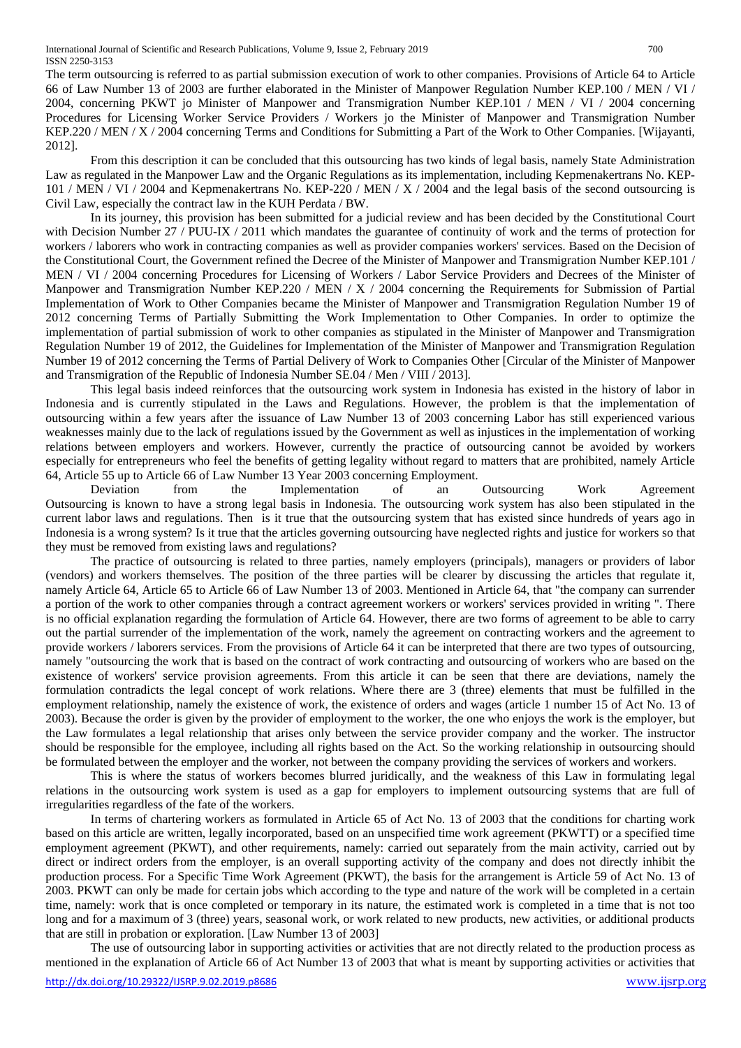The term outsourcing is referred to as partial submission execution of work to other companies. Provisions of Article 64 to Article 66 of Law Number 13 of 2003 are further elaborated in the Minister of Manpower Regulation Number KEP.100 / MEN / VI / 2004, concerning PKWT jo Minister of Manpower and Transmigration Number KEP.101 / MEN / VI / 2004 concerning Procedures for Licensing Worker Service Providers / Workers jo the Minister of Manpower and Transmigration Number KEP.220 / MEN / X / 2004 concerning Terms and Conditions for Submitting a Part of the Work to Other Companies. [Wijayanti, 2012].

From this description it can be concluded that this outsourcing has two kinds of legal basis, namely State Administration Law as regulated in the Manpower Law and the Organic Regulations as its implementation, including Kepmenakertrans No. KEP-101 / MEN / VI / 2004 and Kepmenakertrans No. KEP-220 / MEN / X / 2004 and the legal basis of the second outsourcing is Civil Law, especially the contract law in the KUH Perdata / BW.

In its journey, this provision has been submitted for a judicial review and has been decided by the Constitutional Court with Decision Number 27 / PUU-IX / 2011 which mandates the guarantee of continuity of work and the terms of protection for workers / laborers who work in contracting companies as well as provider companies workers' services. Based on the Decision of the Constitutional Court, the Government refined the Decree of the Minister of Manpower and Transmigration Number KEP.101 / MEN / VI / 2004 concerning Procedures for Licensing of Workers / Labor Service Providers and Decrees of the Minister of Manpower and Transmigration Number KEP.220 / MEN / X / 2004 concerning the Requirements for Submission of Partial Implementation of Work to Other Companies became the Minister of Manpower and Transmigration Regulation Number 19 of 2012 concerning Terms of Partially Submitting the Work Implementation to Other Companies. In order to optimize the implementation of partial submission of work to other companies as stipulated in the Minister of Manpower and Transmigration Regulation Number 19 of 2012, the Guidelines for Implementation of the Minister of Manpower and Transmigration Regulation Number 19 of 2012 concerning the Terms of Partial Delivery of Work to Companies Other [Circular of the Minister of Manpower and Transmigration of the Republic of Indonesia Number SE.04 / Men / VIII / 2013].

This legal basis indeed reinforces that the outsourcing work system in Indonesia has existed in the history of labor in Indonesia and is currently stipulated in the Laws and Regulations. However, the problem is that the implementation of outsourcing within a few years after the issuance of Law Number 13 of 2003 concerning Labor has still experienced various weaknesses mainly due to the lack of regulations issued by the Government as well as injustices in the implementation of working relations between employers and workers. However, currently the practice of outsourcing cannot be avoided by workers especially for entrepreneurs who feel the benefits of getting legality without regard to matters that are prohibited, namely Article 64, Article 55 up to Article 66 of Law Number 13 Year 2003 concerning Employment.

Deviation from the Implementation of an Outsourcing Work Agreement

Outsourcing is known to have a strong legal basis in Indonesia. The outsourcing work system has also been stipulated in the current labor laws and regulations. Then is it true that the outsourcing system that has existed since hundreds of years ago in Indonesia is a wrong system? Is it true that the articles governing outsourcing have neglected rights and justice for workers so that they must be removed from existing laws and regulations?

The practice of outsourcing is related to three parties, namely employers (principals), managers or providers of labor (vendors) and workers themselves. The position of the three parties will be clearer by discussing the articles that regulate it, namely Article 64, Article 65 to Article 66 of Law Number 13 of 2003. Mentioned in Article 64, that "the company can surrender a portion of the work to other companies through a contract agreement workers or workers' services provided in writing ". There is no official explanation regarding the formulation of Article 64. However, there are two forms of agreement to be able to carry out the partial surrender of the implementation of the work, namely the agreement on contracting workers and the agreement to provide workers / laborers services. From the provisions of Article 64 it can be interpreted that there are two types of outsourcing, namely "outsourcing the work that is based on the contract of work contracting and outsourcing of workers who are based on the existence of workers' service provision agreements. From this article it can be seen that there are deviations, namely the formulation contradicts the legal concept of work relations. Where there are 3 (three) elements that must be fulfilled in the employment relationship, namely the existence of work, the existence of orders and wages (article 1 number 15 of Act No. 13 of 2003). Because the order is given by the provider of employment to the worker, the one who enjoys the work is the employer, but the Law formulates a legal relationship that arises only between the service provider company and the worker. The instructor should be responsible for the employee, including all rights based on the Act. So the working relationship in outsourcing should be formulated between the employer and the worker, not between the company providing the services of workers and workers.

This is where the status of workers becomes blurred juridically, and the weakness of this Law in formulating legal relations in the outsourcing work system is used as a gap for employers to implement outsourcing systems that are full of irregularities regardless of the fate of the workers.

In terms of chartering workers as formulated in Article 65 of Act No. 13 of 2003 that the conditions for charting work based on this article are written, legally incorporated, based on an unspecified time work agreement (PKWTT) or a specified time employment agreement (PKWT), and other requirements, namely: carried out separately from the main activity, carried out by direct or indirect orders from the employer, is an overall supporting activity of the company and does not directly inhibit the production process. For a Specific Time Work Agreement (PKWT), the basis for the arrangement is Article 59 of Act No. 13 of 2003. PKWT can only be made for certain jobs which according to the type and nature of the work will be completed in a certain time, namely: work that is once completed or temporary in its nature, the estimated work is completed in a time that is not too long and for a maximum of 3 (three) years, seasonal work, or work related to new products, new activities, or additional products that are still in probation or exploration. [Law Number 13 of 2003]

The use of outsourcing labor in supporting activities or activities that are not directly related to the production process as mentioned in the explanation of Article 66 of Act Number 13 of 2003 that what is meant by supporting activities or activities that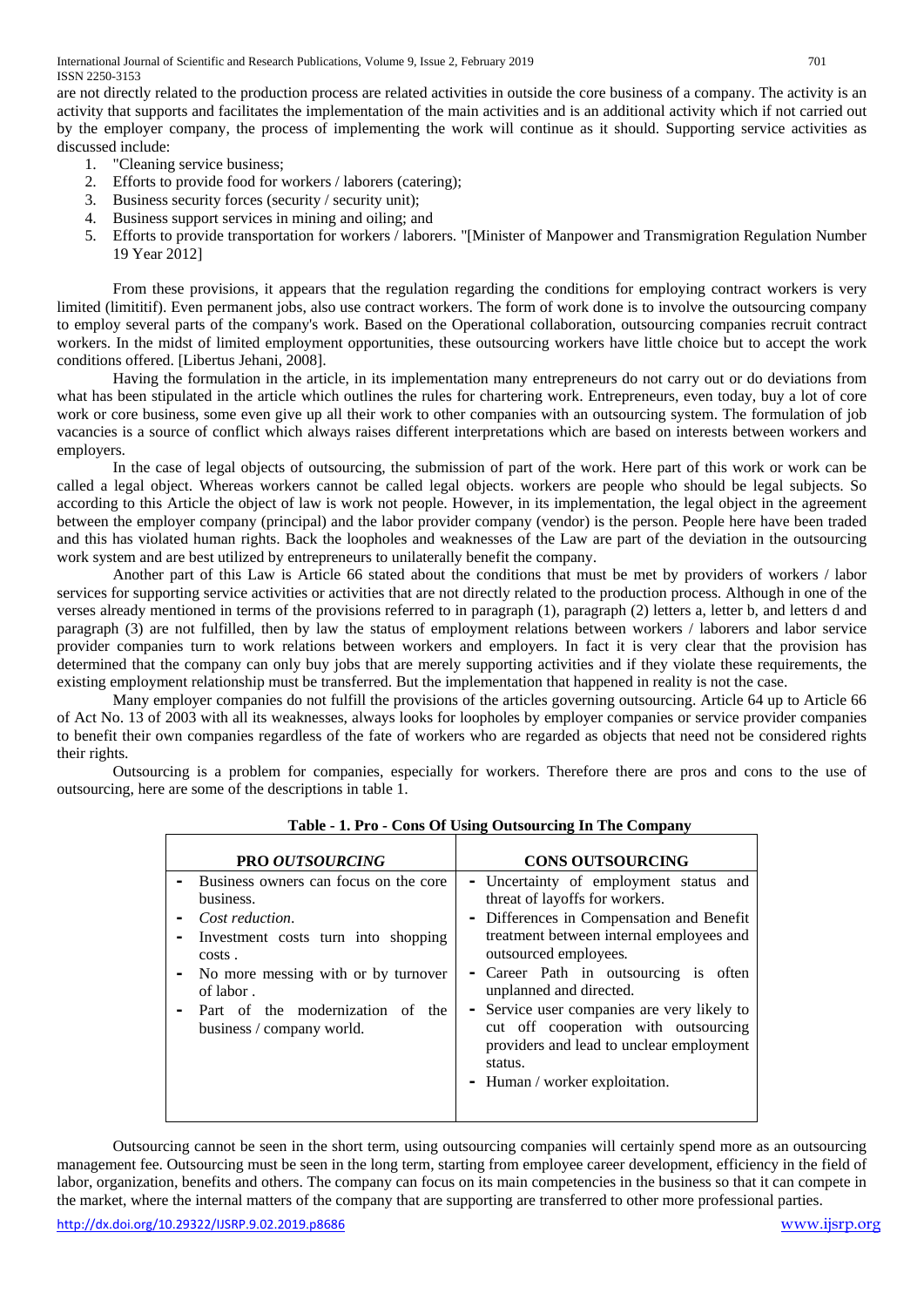are not directly related to the production process are related activities in outside the core business of a company. The activity is an activity that supports and facilitates the implementation of the main activities and is an additional activity which if not carried out by the employer company, the process of implementing the work will continue as it should. Supporting service activities as discussed include:

1. "Cleaning service business;
2. Efforts to provide food for workers / laborers (catering);
3. Business security forces (security / security unit);
4. Business support services in mining and oiling; and
5. Efforts to provide transportation for workers / laborers. "[Minister of Manpower and Transmigration Regulation Number 19 Year 2012]

From these provisions, it appears that the regulation regarding the conditions for employing contract workers is very limited (limititif). Even permanent jobs, also use contract workers. The form of work done is to involve the outsourcing company to employ several parts of the company's work. Based on the Operational collaboration, outsourcing companies recruit contract workers. In the midst of limited employment opportunities, these outsourcing workers have little choice but to accept the work conditions offered. [Libertus Jehani, 2008].

Having the formulation in the article, in its implementation many entrepreneurs do not carry out or do deviations from what has been stipulated in the article which outlines the rules for chartering work. Entrepreneurs, even today, buy a lot of core work or core business, some even give up all their work to other companies with an outsourcing system. The formulation of job vacancies is a source of conflict which always raises different interpretations which are based on interests between workers and employers.

In the case of legal objects of outsourcing, the submission of part of the work. Here part of this work or work can be called a legal object. Whereas workers cannot be called legal objects. workers are people who should be legal subjects. So according to this Article the object of law is work not people. However, in its implementation, the legal object in the agreement between the employer company (principal) and the labor provider company (vendor) is the person. People here have been traded and this has violated human rights. Back the loopholes and weaknesses of the Law are part of the deviation in the outsourcing work system and are best utilized by entrepreneurs to unilaterally benefit the company.

Another part of this Law is Article 66 stated about the conditions that must be met by providers of workers / labor services for supporting service activities or activities that are not directly related to the production process. Although in one of the verses already mentioned in terms of the provisions referred to in paragraph (1), paragraph (2) letters a, letter b, and letters d and paragraph (3) are not fulfilled, then by law the status of employment relations between workers / laborers and labor service provider companies turn to work relations between workers and employers. In fact it is very clear that the provision has determined that the company can only buy jobs that are merely supporting activities and if they violate these requirements, the existing employment relationship must be transferred. But the implementation that happened in reality is not the case.

Many employer companies do not fulfill the provisions of the articles governing outsourcing. Article 64 up to Article 66 of Act No. 13 of 2003 with all its weaknesses, always looks for loopholes by employer companies or service provider companies to benefit their own companies regardless of the fate of workers who are regarded as objects that need not be considered rights their rights.

Outsourcing is a problem for companies, especially for workers. Therefore there are pros and cons to the use of outsourcing, here are some of the descriptions in table 1.

**Table - 1. Pro - Cons Of Using Outsourcing In The Company**

| **PRO *OUTSOURCING*** | **CONS OUTSOURCING** |
|---|---|
| - Business owners can focus on the core business.<br>- *Cost reduction*.<br>- Investment costs turn into shopping costs .<br>- No more messing with or by turnover of labor .<br>- Part of the modernization of the business / company world. | - Uncertainty of employment status and threat of layoffs for workers.<br>- Differences in Compensation and Benefit treatment between internal employees and outsourced employees.<br>- Career Path in outsourcing is often unplanned and directed.<br>- Service user companies are very likely to cut off cooperation with outsourcing providers and lead to unclear employment status.<br>- Human / worker exploitation. |

Outsourcing cannot be seen in the short term, using outsourcing companies will certainly spend more as an outsourcing management fee. Outsourcing must be seen in the long term, starting from employee career development, efficiency in the field of labor, organization, benefits and others. The company can focus on its main competencies in the business so that it can compete in the market, where the internal matters of the company that are supporting are transferred to other more professional parties.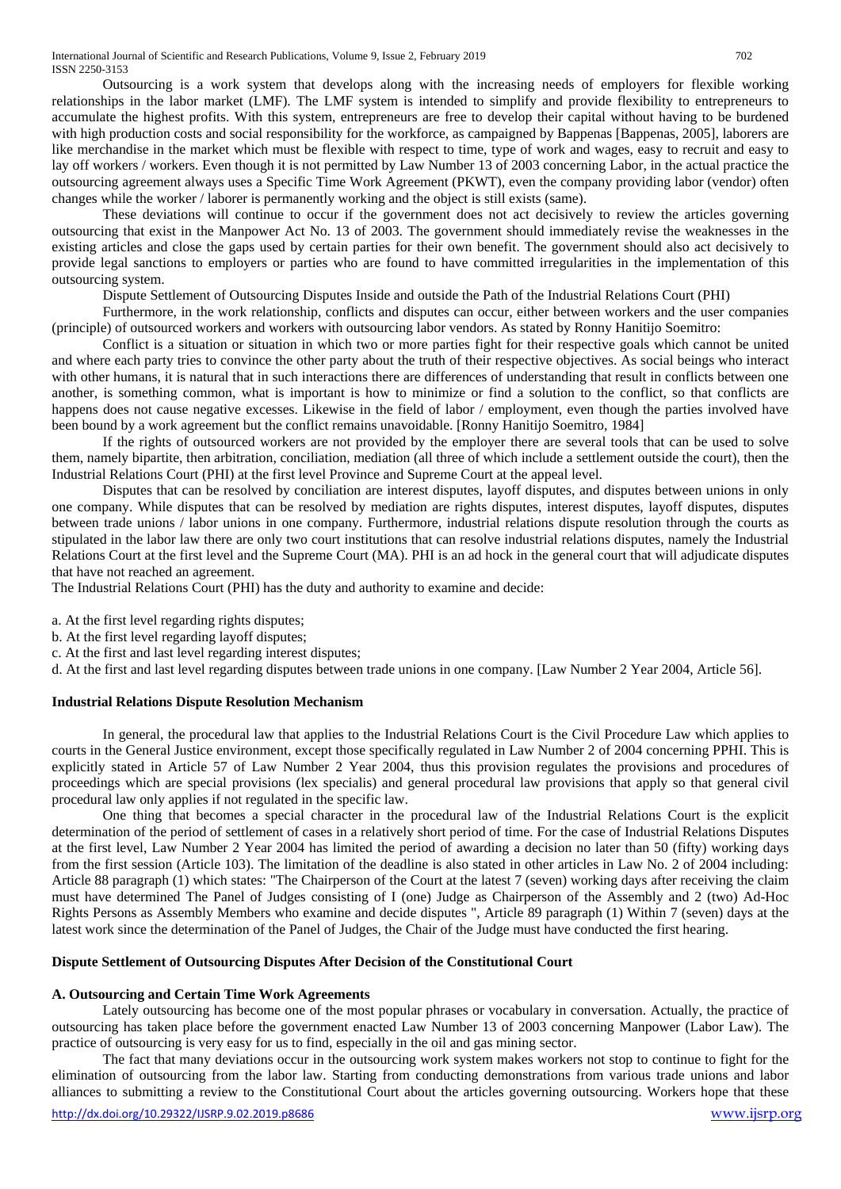Outsourcing is a work system that develops along with the increasing needs of employers for flexible working relationships in the labor market (LMF). The LMF system is intended to simplify and provide flexibility to entrepreneurs to accumulate the highest profits. With this system, entrepreneurs are free to develop their capital without having to be burdened with high production costs and social responsibility for the workforce, as campaigned by Bappenas [Bappenas, 2005], laborers are like merchandise in the market which must be flexible with respect to time, type of work and wages, easy to recruit and easy to lay off workers / workers. Even though it is not permitted by Law Number 13 of 2003 concerning Labor, in the actual practice the outsourcing agreement always uses a Specific Time Work Agreement (PKWT), even the company providing labor (vendor) often changes while the worker / laborer is permanently working and the object is still exists (same).

These deviations will continue to occur if the government does not act decisively to review the articles governing outsourcing that exist in the Manpower Act No. 13 of 2003. The government should immediately revise the weaknesses in the existing articles and close the gaps used by certain parties for their own benefit. The government should also act decisively to provide legal sanctions to employers or parties who are found to have committed irregularities in the implementation of this outsourcing system.

Dispute Settlement of Outsourcing Disputes Inside and outside the Path of the Industrial Relations Court (PHI)

Furthermore, in the work relationship, conflicts and disputes can occur, either between workers and the user companies (principle) of outsourced workers and workers with outsourcing labor vendors. As stated by Ronny Hanitijo Soemitro:

Conflict is a situation or situation in which two or more parties fight for their respective goals which cannot be united and where each party tries to convince the other party about the truth of their respective objectives. As social beings who interact with other humans, it is natural that in such interactions there are differences of understanding that result in conflicts between one another, is something common, what is important is how to minimize or find a solution to the conflict, so that conflicts are happens does not cause negative excesses. Likewise in the field of labor / employment, even though the parties involved have been bound by a work agreement but the conflict remains unavoidable. [Ronny Hanitijo Soemitro, 1984]

If the rights of outsourced workers are not provided by the employer there are several tools that can be used to solve them, namely bipartite, then arbitration, conciliation, mediation (all three of which include a settlement outside the court), then the Industrial Relations Court (PHI) at the first level Province and Supreme Court at the appeal level.

Disputes that can be resolved by conciliation are interest disputes, layoff disputes, and disputes between unions in only one company. While disputes that can be resolved by mediation are rights disputes, interest disputes, layoff disputes, disputes between trade unions / labor unions in one company. Furthermore, industrial relations dispute resolution through the courts as stipulated in the labor law there are only two court institutions that can resolve industrial relations disputes, namely the Industrial Relations Court at the first level and the Supreme Court (MA). PHI is an ad hock in the general court that will adjudicate disputes that have not reached an agreement.

The Industrial Relations Court (PHI) has the duty and authority to examine and decide:

a. At the first level regarding rights disputes;
b. At the first level regarding layoff disputes;
c. At the first and last level regarding interest disputes;
d. At the first and last level regarding disputes between trade unions in one company. [Law Number 2 Year 2004, Article 56].

**Industrial Relations Dispute Resolution Mechanism**

In general, the procedural law that applies to the Industrial Relations Court is the Civil Procedure Law which applies to courts in the General Justice environment, except those specifically regulated in Law Number 2 of 2004 concerning PPHI. This is explicitly stated in Article 57 of Law Number 2 Year 2004, thus this provision regulates the provisions and procedures of proceedings which are special provisions (lex specialis) and general procedural law provisions that apply so that general civil procedural law only applies if not regulated in the specific law.

One thing that becomes a special character in the procedural law of the Industrial Relations Court is the explicit determination of the period of settlement of cases in a relatively short period of time. For the case of Industrial Relations Disputes at the first level, Law Number 2 Year 2004 has limited the period of awarding a decision no later than 50 (fifty) working days from the first session (Article 103). The limitation of the deadline is also stated in other articles in Law No. 2 of 2004 including: Article 88 paragraph (1) which states: "The Chairperson of the Court at the latest 7 (seven) working days after receiving the claim must have determined The Panel of Judges consisting of I (one) Judge as Chairperson of the Assembly and 2 (two) Ad-Hoc Rights Persons as Assembly Members who examine and decide disputes ", Article 89 paragraph (1) Within 7 (seven) days at the latest work since the determination of the Panel of Judges, the Chair of the Judge must have conducted the first hearing.

**Dispute Settlement of Outsourcing Disputes After Decision of the Constitutional Court**

**A. Outsourcing and Certain Time Work Agreements**

Lately outsourcing has become one of the most popular phrases or vocabulary in conversation. Actually, the practice of outsourcing has taken place before the government enacted Law Number 13 of 2003 concerning Manpower (Labor Law). The practice of outsourcing is very easy for us to find, especially in the oil and gas mining sector.

The fact that many deviations occur in the outsourcing work system makes workers not stop to continue to fight for the elimination of outsourcing from the labor law. Starting from conducting demonstrations from various trade unions and labor alliances to submitting a review to the Constitutional Court about the articles governing outsourcing. Workers hope that these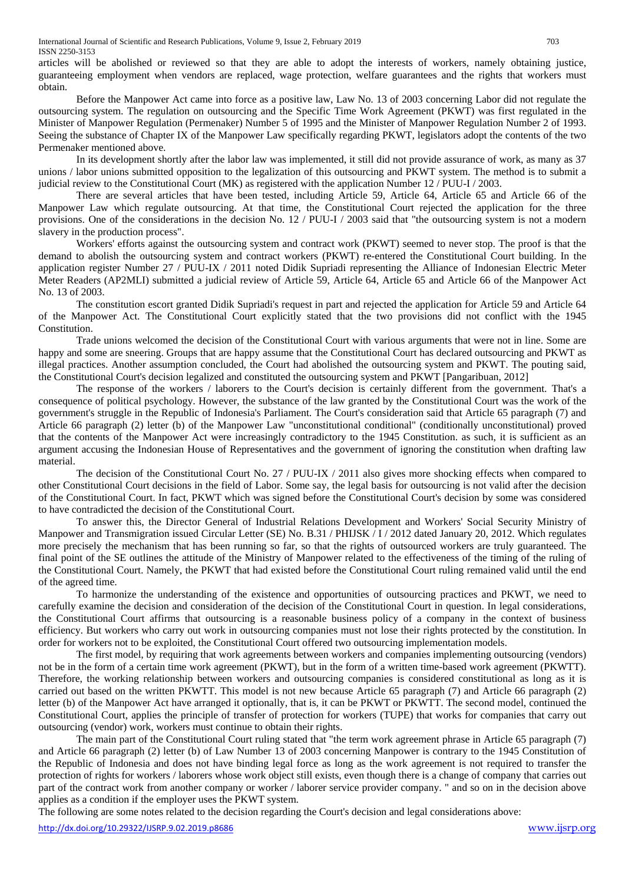articles will be abolished or reviewed so that they are able to adopt the interests of workers, namely obtaining justice, guaranteeing employment when vendors are replaced, wage protection, welfare guarantees and the rights that workers must obtain.

Before the Manpower Act came into force as a positive law, Law No. 13 of 2003 concerning Labor did not regulate the outsourcing system. The regulation on outsourcing and the Specific Time Work Agreement (PKWT) was first regulated in the Minister of Manpower Regulation (Permenaker) Number 5 of 1995 and the Minister of Manpower Regulation Number 2 of 1993. Seeing the substance of Chapter IX of the Manpower Law specifically regarding PKWT, legislators adopt the contents of the two Permenaker mentioned above.

In its development shortly after the labor law was implemented, it still did not provide assurance of work, as many as 37 unions / labor unions submitted opposition to the legalization of this outsourcing and PKWT system. The method is to submit a judicial review to the Constitutional Court (MK) as registered with the application Number 12 / PUU-I / 2003.

There are several articles that have been tested, including Article 59, Article 64, Article 65 and Article 66 of the Manpower Law which regulate outsourcing. At that time, the Constitutional Court rejected the application for the three provisions. One of the considerations in the decision No. 12 / PUU-I / 2003 said that "the outsourcing system is not a modern slavery in the production process".

Workers' efforts against the outsourcing system and contract work (PKWT) seemed to never stop. The proof is that the demand to abolish the outsourcing system and contract workers (PKWT) re-entered the Constitutional Court building. In the application register Number 27 / PUU-IX / 2011 noted Didik Supriadi representing the Alliance of Indonesian Electric Meter Meter Readers (AP2MLI) submitted a judicial review of Article 59, Article 64, Article 65 and Article 66 of the Manpower Act No. 13 of 2003.

The constitution escort granted Didik Supriadi's request in part and rejected the application for Article 59 and Article 64 of the Manpower Act. The Constitutional Court explicitly stated that the two provisions did not conflict with the 1945 Constitution.

Trade unions welcomed the decision of the Constitutional Court with various arguments that were not in line. Some are happy and some are sneering. Groups that are happy assume that the Constitutional Court has declared outsourcing and PKWT as illegal practices. Another assumption concluded, the Court had abolished the outsourcing system and PKWT. The pouting said, the Constitutional Court's decision legalized and constituted the outsourcing system and PKWT [Pangaribuan, 2012]

The response of the workers / laborers to the Court's decision is certainly different from the government. That's a consequence of political psychology. However, the substance of the law granted by the Constitutional Court was the work of the government's struggle in the Republic of Indonesia's Parliament. The Court's consideration said that Article 65 paragraph (7) and Article 66 paragraph (2) letter (b) of the Manpower Law "unconstitutional conditional" (conditionally unconstitutional) proved that the contents of the Manpower Act were increasingly contradictory to the 1945 Constitution. as such, it is sufficient as an argument accusing the Indonesian House of Representatives and the government of ignoring the constitution when drafting law material.

The decision of the Constitutional Court No. 27 / PUU-IX / 2011 also gives more shocking effects when compared to other Constitutional Court decisions in the field of Labor. Some say, the legal basis for outsourcing is not valid after the decision of the Constitutional Court. In fact, PKWT which was signed before the Constitutional Court's decision by some was considered to have contradicted the decision of the Constitutional Court.

To answer this, the Director General of Industrial Relations Development and Workers' Social Security Ministry of Manpower and Transmigration issued Circular Letter (SE) No. B.31 / PHIJSK / I / 2012 dated January 20, 2012. Which regulates more precisely the mechanism that has been running so far, so that the rights of outsourced workers are truly guaranteed. The final point of the SE outlines the attitude of the Ministry of Manpower related to the effectiveness of the timing of the ruling of the Constitutional Court. Namely, the PKWT that had existed before the Constitutional Court ruling remained valid until the end of the agreed time.

To harmonize the understanding of the existence and opportunities of outsourcing practices and PKWT, we need to carefully examine the decision and consideration of the decision of the Constitutional Court in question. In legal considerations, the Constitutional Court affirms that outsourcing is a reasonable business policy of a company in the context of business efficiency. But workers who carry out work in outsourcing companies must not lose their rights protected by the constitution. In order for workers not to be exploited, the Constitutional Court offered two outsourcing implementation models.

The first model, by requiring that work agreements between workers and companies implementing outsourcing (vendors) not be in the form of a certain time work agreement (PKWT), but in the form of a written time-based work agreement (PKWTT). Therefore, the working relationship between workers and outsourcing companies is considered constitutional as long as it is carried out based on the written PKWTT. This model is not new because Article 65 paragraph (7) and Article 66 paragraph (2) letter (b) of the Manpower Act have arranged it optionally, that is, it can be PKWT or PKWTT. The second model, continued the Constitutional Court, applies the principle of transfer of protection for workers (TUPE) that works for companies that carry out outsourcing (vendor) work, workers must continue to obtain their rights.

The main part of the Constitutional Court ruling stated that "the term work agreement phrase in Article 65 paragraph (7) and Article 66 paragraph (2) letter (b) of Law Number 13 of 2003 concerning Manpower is contrary to the 1945 Constitution of the Republic of Indonesia and does not have binding legal force as long as the work agreement is not required to transfer the protection of rights for workers / laborers whose work object still exists, even though there is a change of company that carries out part of the contract work from another company or worker / laborer service provider company. " and so on in the decision above applies as a condition if the employer uses the PKWT system.

The following are some notes related to the decision regarding the Court's decision and legal considerations above: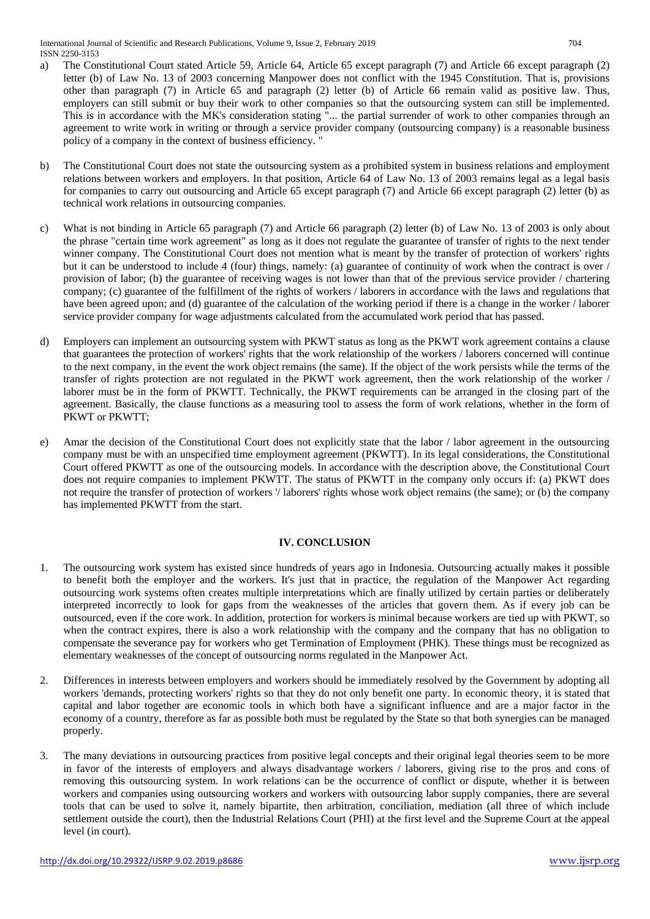a) The Constitutional Court stated Article 59, Article 64, Article 65 except paragraph (7) and Article 66 except paragraph (2) letter (b) of Law No. 13 of 2003 concerning Manpower does not conflict with the 1945 Constitution. That is, provisions other than paragraph (7) in Article 65 and paragraph (2) letter (b) of Article 66 remain valid as positive law. Thus, employers can still submit or buy their work to other companies so that the outsourcing system can still be implemented. This is in accordance with the MK's consideration stating "... the partial surrender of work to other companies through an agreement to write work in writing or through a service provider company (outsourcing company) is a reasonable business policy of a company in the context of business efficiency. "

b) The Constitutional Court does not state the outsourcing system as a prohibited system in business relations and employment relations between workers and employers. In that position, Article 64 of Law No. 13 of 2003 remains legal as a legal basis for companies to carry out outsourcing and Article 65 except paragraph (7) and Article 66 except paragraph (2) letter (b) as technical work relations in outsourcing companies.

c) What is not binding in Article 65 paragraph (7) and Article 66 paragraph (2) letter (b) of Law No. 13 of 2003 is only about the phrase "certain time work agreement" as long as it does not regulate the guarantee of transfer of rights to the next tender winner company. The Constitutional Court does not mention what is meant by the transfer of protection of workers' rights but it can be understood to include 4 (four) things, namely: (a) guarantee of continuity of work when the contract is over / provision of labor; (b) the guarantee of receiving wages is not lower than that of the previous service provider / chartering company; (c) guarantee of the fulfillment of the rights of workers / laborers in accordance with the laws and regulations that have been agreed upon; and (d) guarantee of the calculation of the working period if there is a change in the worker / laborer service provider company for wage adjustments calculated from the accumulated work period that has passed.

d) Employers can implement an outsourcing system with PKWT status as long as the PKWT work agreement contains a clause that guarantees the protection of workers' rights that the work relationship of the workers / laborers concerned will continue to the next company, in the event the work object remains (the same). If the object of the work persists while the terms of the transfer of rights protection are not regulated in the PKWT work agreement, then the work relationship of the worker / laborer must be in the form of PKWTT. Technically, the PKWT requirements can be arranged in the closing part of the agreement. Basically, the clause functions as a measuring tool to assess the form of work relations, whether in the form of PKWT or PKWTT;

e) Amar the decision of the Constitutional Court does not explicitly state that the labor / labor agreement in the outsourcing company must be with an unspecified time employment agreement (PKWTT). In its legal considerations, the Constitutional Court offered PKWTT as one of the outsourcing models. In accordance with the description above, the Constitutional Court does not require companies to implement PKWTT. The status of PKWTT in the company only occurs if: (a) PKWT does not require the transfer of protection of workers '/ laborers' rights whose work object remains (the same); or (b) the company has implemented PKWTT from the start.

## IV. CONCLUSION

1. The outsourcing work system has existed since hundreds of years ago in Indonesia. Outsourcing actually makes it possible to benefit both the employer and the workers. It's just that in practice, the regulation of the Manpower Act regarding outsourcing work systems often creates multiple interpretations which are finally utilized by certain parties or deliberately interpreted incorrectly to look for gaps from the weaknesses of the articles that govern them. As if every job can be outsourced, even if the core work. In addition, protection for workers is minimal because workers are tied up with PKWT, so when the contract expires, there is also a work relationship with the company and the company that has no obligation to compensate the severance pay for workers who get Termination of Employment (PHK). These things must be recognized as elementary weaknesses of the concept of outsourcing norms regulated in the Manpower Act.

2. Differences in interests between employers and workers should be immediately resolved by the Government by adopting all workers 'demands, protecting workers' rights so that they do not only benefit one party. In economic theory, it is stated that capital and labor together are economic tools in which both have a significant influence and are a major factor in the economy of a country, therefore as far as possible both must be regulated by the State so that both synergies can be managed properly.

3. The many deviations in outsourcing practices from positive legal concepts and their original legal theories seem to be more in favor of the interests of employers and always disadvantage workers / laborers, giving rise to the pros and cons of removing this outsourcing system. In work relations can be the occurrence of conflict or dispute, whether it is between workers and companies using outsourcing workers and workers with outsourcing labor supply companies, there are several tools that can be used to solve it, namely bipartite, then arbitration, conciliation, mediation (all three of which include settlement outside the court), then the Industrial Relations Court (PHI) at the first level and the Supreme Court at the appeal level (in court).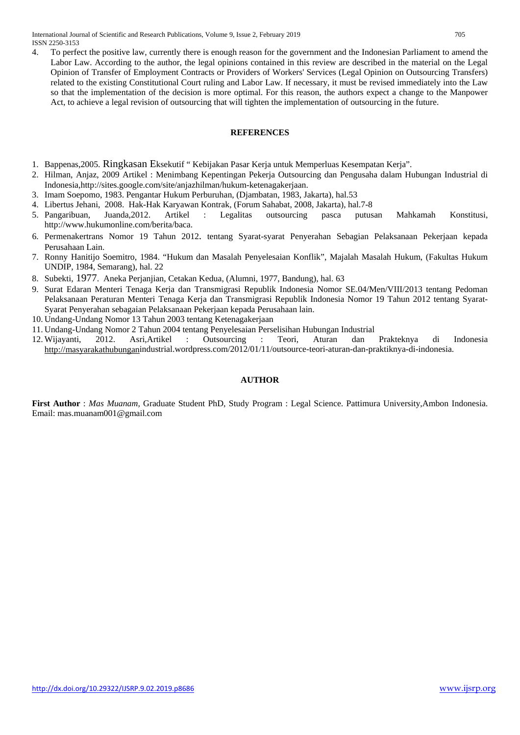4. To perfect the positive law, currently there is enough reason for the government and the Indonesian Parliament to amend the Labor Law. According to the author, the legal opinions contained in this review are described in the material on the Legal Opinion of Transfer of Employment Contracts or Providers of Workers' Services (Legal Opinion on Outsourcing Transfers) related to the existing Constitutional Court ruling and Labor Law. If necessary, it must be revised immediately into the Law so that the implementation of the decision is more optimal. For this reason, the authors expect a change to the Manpower Act, to achieve a legal revision of outsourcing that will tighten the implementation of outsourcing in the future.

## REFERENCES

1. Bappenas,2005. Ringkasan Eksekutif " Kebijakan Pasar Kerja untuk Memperluas Kesempatan Kerja".
2. Hilman, Anjaz, 2009 Artikel : Menimbang Kepentingan Pekerja Outsourcing dan Pengusaha dalam Hubungan Industrial di Indonesia,http://sites.google.com/site/anjazhilman/hukum-ketenagakerjaan.
3. Imam Soepomo, 1983. Pengantar Hukum Perburuhan, (Djambatan, 1983, Jakarta), hal.53
4. Libertus Jehani, 2008. Hak-Hak Karyawan Kontrak, (Forum Sahabat, 2008, Jakarta), hal.7-8
5. Pangaribuan, Juanda,2012. Artikel : Legalitas outsourcing pasca putusan Mahkamah Konstitusi, http://www.hukumonline.com/berita/baca.
6. Permenakertrans Nomor 19 Tahun 2012. tentang Syarat-syarat Penyerahan Sebagian Pelaksanaan Pekerjaan kepada Perusahaan Lain.
7. Ronny Hanitijo Soemitro, 1984. "Hukum dan Masalah Penyelesaian Konflik", Majalah Masalah Hukum, (Fakultas Hukum UNDIP, 1984, Semarang), hal. 22
8. Subekti, 1977. Aneka Perjanjian, Cetakan Kedua, (Alumni, 1977, Bandung), hal. 63
9. Surat Edaran Menteri Tenaga Kerja dan Transmigrasi Republik Indonesia Nomor SE.04/Men/VIII/2013 tentang Pedoman Pelaksanaan Peraturan Menteri Tenaga Kerja dan Transmigrasi Republik Indonesia Nomor 19 Tahun 2012 tentang Syarat-Syarat Penyerahan sebagaian Pelaksanaan Pekerjaan kepada Perusahaan lain.
10. Undang-Undang Nomor 13 Tahun 2003 tentang Ketenagakerjaan
11. Undang-Undang Nomor 2 Tahun 2004 tentang Penyelesaian Perselisihan Hubungan Industrial
12. Wijayanti, 2012. Asri,Artikel : Outsourcing : Teori, Aturan dan Prakteknya di Indonesia http://masyarakathubunganindustrial.wordpress.com/2012/01/11/outsource-teori-aturan-dan-praktiknya-di-indonesia.

## AUTHOR

**First Author** : *Mas Muanam*, Graduate Student PhD, Study Program : Legal Science. Pattimura University,Ambon Indonesia. Email: mas.muanam001@gmail.com